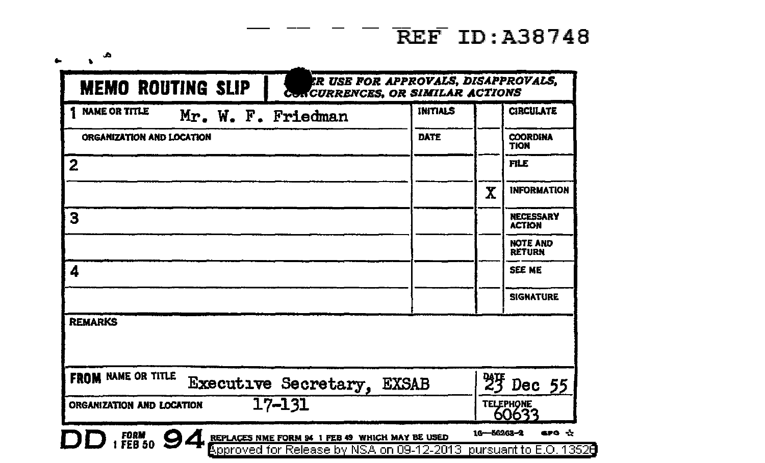REF ID:A38748

# MEMO ROUTING SLIP

***NEVER USE FOR APPROVALS, DISAPPROVALS, CONCURRENCES, OR SIMILAR ACTIONS***

| | INITIALS | | |
|---|---|---|---|
| 1 NAME OR TITLE Mr. W. F. Friedman | INITIALS | | CIRCULATE |
| ORGANIZATION AND LOCATION | DATE | | COORDINATION |
| 2 | | | FILE |
| | | X | INFORMATION |
| 3 | | | NECESSARY ACTION |
| | | | NOTE AND RETURN |
| 4 | | | SEE ME |
| | | | SIGNATURE |

**REMARKS**

| | |
|---|---|
| **FROM** NAME OR TITLE Executive Secretary, EXSAB | DATE 23 Dec 55 |
| ORGANIZATION AND LOCATION 17-131 | TELEPHONE 60633 |

**DD** FORM 1 FEB 50 **94** REPLACES NME FORM 94 1 FEB 49 WHICH MAY BE USED 16—56263-2 GPO

Approved for Release by NSA on 09-12-2013 pursuant to E.O. 13526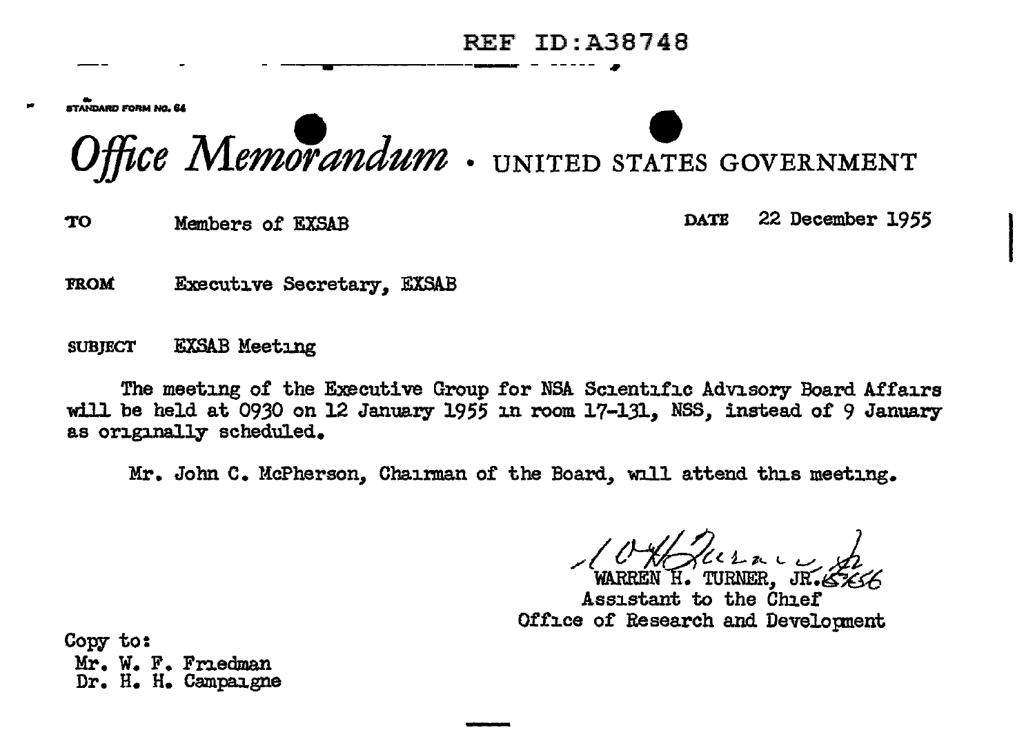REF ID:A38748

STANDARD FORM NO. 64

# *Office Memorandum* • UNITED STATES GOVERNMENT

**TO** Members of EXSAB **DATE** 22 December 1955

**FROM** Executive Secretary, EXSAB

**SUBJECT** EXSAB Meeting

The meeting of the Executive Group for NSA Scientific Advisory Board Affairs will be held at 0930 on 12 January 1955 in room 17-131, NSS, instead of 9 January as originally scheduled.

Mr. John C. McPherson, Chairman of the Board, will attend this meeting.

WARREN H. TURNER, JR.
Assistant to the Chief
Office of Research and Development

Copy to:
Mr. W. F. Friedman
Dr. H. H. Campaigne